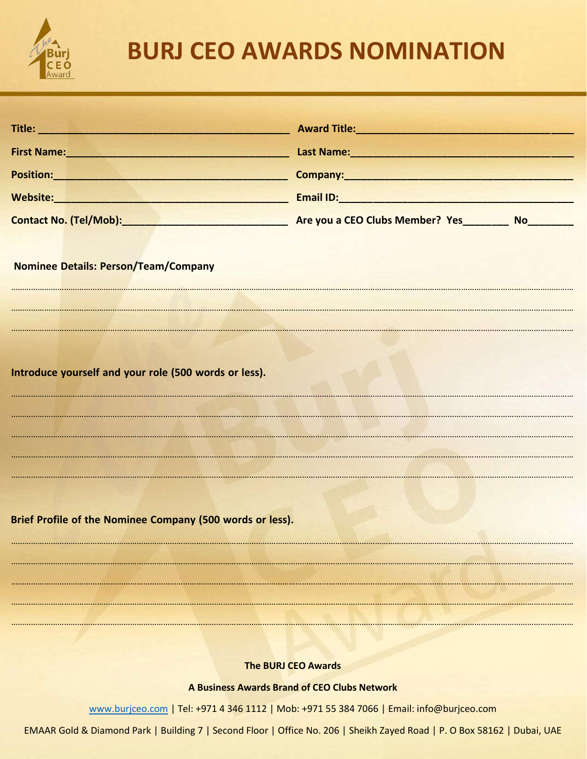# BURJ CEO AWARDS NOMINATION

**Title:** ____________________________________________ **Award Title:** ____________________________________

**First Name:** ________________________________________ **Last Name:** _____________________________________

**Position:** __________________________________________ **Company:** _______________________________________

**Website:** ___________________________________________ **Email ID:** ______________________________________

**Contact No. (Tel/Mob):** ____________________________ **Are you a CEO Clubs Member? Yes________ No________**

**Nominee Details: Person/Team/Company**

..........................................................................................................................................................................................................

..........................................................................................................................................................................................................

..........................................................................................................................................................................................................

**Introduce yourself and your role (500 words or less).**

..........................................................................................................................................................................................................

..........................................................................................................................................................................................................

..........................................................................................................................................................................................................

..........................................................................................................................................................................................................

..........................................................................................................................................................................................................

**Brief Profile of the Nominee Company (500 words or less).**

..........................................................................................................................................................................................................

..........................................................................................................................................................................................................

..........................................................................................................................................................................................................

..........................................................................................................................................................................................................

..........................................................................................................................................................................................................

**The BURJ CEO Awards**

**A Business Awards Brand of CEO Clubs Network**

www.burjceo.com | Tel: +971 4 346 1112 | Mob: +971 55 384 7066 | Email: info@burjceo.com

EMAAR Gold & Diamond Park | Building 7 | Second Floor | Office No. 206 | Sheikh Zayed Road | P. O Box 58162 | Dubai, UAE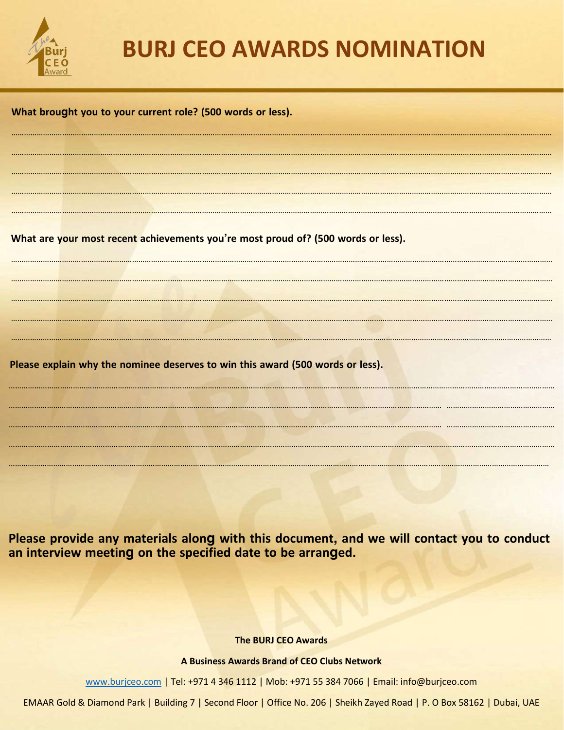# BURJ CEO AWARDS NOMINATION

**What brought you to your current role? (500 words or less).**

……………………………………………………………………………………………………………………………………………………………

……………………………………………………………………………………………………………………………………………………………

……………………………………………………………………………………………………………………………………………………………

……………………………………………………………………………………………………………………………………………………………

……………………………………………………………………………………………………………………………………………………………

**What are your most recent achievements you're most proud of? (500 words or less).**

……………………………………………………………………………………………………………………………………………………………

……………………………………………………………………………………………………………………………………………………………

……………………………………………………………………………………………………………………………………………………………

……………………………………………………………………………………………………………………………………………………………

……………………………………………………………………………………………………………………………………………………………

**Please explain why the nominee deserves to win this award (500 words or less).**

……………………………………………………………………………………………………………………………………………………………

……………………………………………………………………………………………………………………………………………………………

……………………………………………………………………………………………………………………………………………………………

……………………………………………………………………………………………………………………………………………………………

……………………………………………………………………………………………………………………………………………………………

**Please provide any materials along with this document, and we will contact you to conduct an interview meeting on the specified date to be arranged.**

**The BURJ CEO Awards**

**A Business Awards Brand of CEO Clubs Network**

www.burjceo.com | Tel: +971 4 346 1112 | Mob: +971 55 384 7066 | Email: info@burjceo.com

EMAAR Gold & Diamond Park | Building 7 | Second Floor | Office No. 206 | Sheikh Zayed Road | P. O Box 58162 | Dubai, UAE